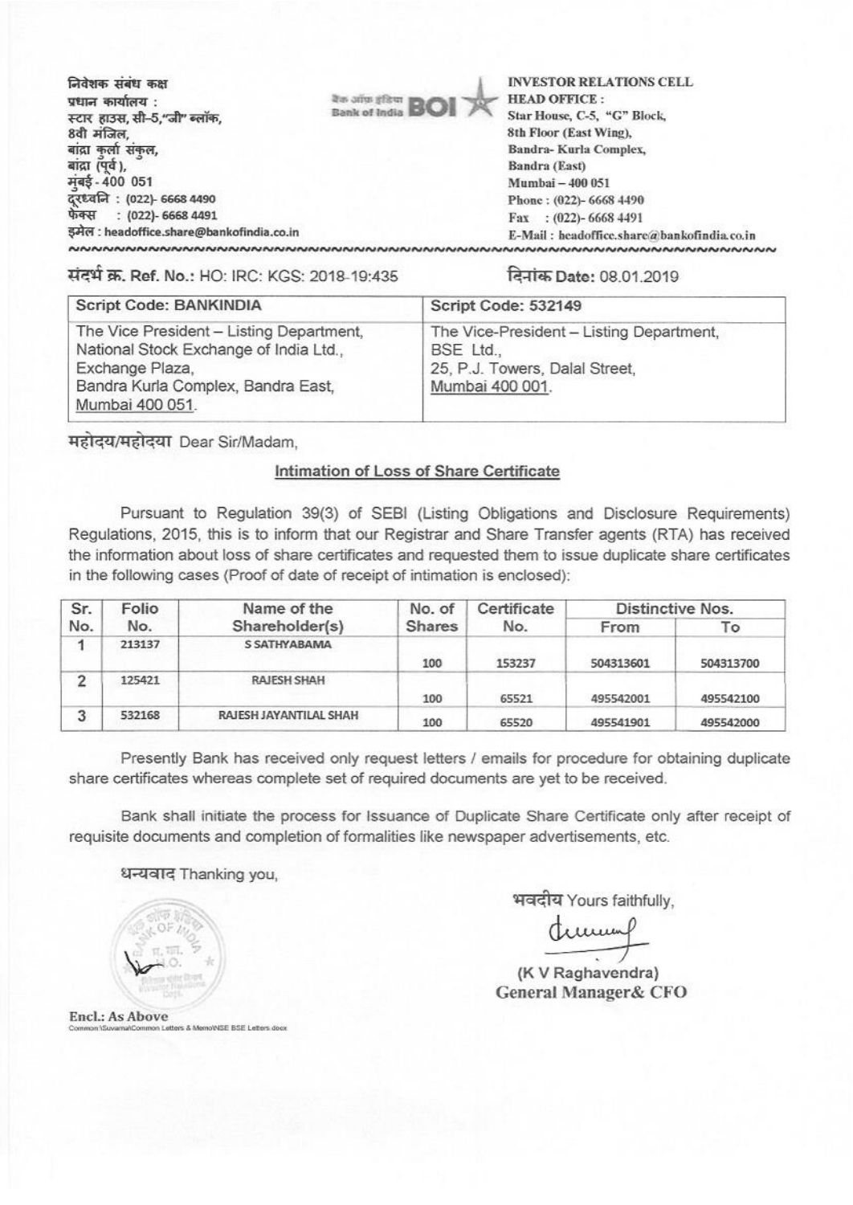निवेशक संबंध कक्ष
प्रधान कार्यालय :
स्टार हाउस, सी-5,"जी" ब्लॉक,
8वी मंजिल,
बांद्रा कुर्ला संकुल,
बांद्रा (पूर्व),
मुंबई - 400 051
दूरध्वनि : (022)- 6668 4490
फेक्स : (022)- 6668 4491
इमेल : headoffice.share@bankofindia.co.in

बैंक ऑफ इंडिया Bank of India BOI

**INVESTOR RELATIONS CELL**
**HEAD OFFICE :**
Star House, C-5, "G" Block,
8th Floor (East Wing),
Bandra- Kurla Complex,
Bandra (East)
Mumbai – 400 051
Phone : (022)- 6668 4490
Fax : (022)- 6668 4491
E-Mail : headoffice.share@bankofindia.co.in

संदर्भ क्र. Ref. No.: HO: IRC: KGS: 2018-19:435

दिनांक Date: 08.01.2019

| Script Code: BANKINDIA | Script Code: 532149 |
|---|---|
| The Vice President – Listing Department, National Stock Exchange of India Ltd., Exchange Plaza, Bandra Kurla Complex, Bandra East, Mumbai 400 051. | The Vice-President – Listing Department, BSE Ltd., 25, P.J. Towers, Dalal Street, Mumbai 400 001. |

महोदय/महोदया Dear Sir/Madam,

## Intimation of Loss of Share Certificate

Pursuant to Regulation 39(3) of SEBI (Listing Obligations and Disclosure Requirements) Regulations, 2015, this is to inform that our Registrar and Share Transfer agents (RTA) has received the information about loss of share certificates and requested them to issue duplicate share certificates in the following cases (Proof of date of receipt of intimation is enclosed):

| Sr. No. | Folio No. | Name of the Shareholder(s) | No. of Shares | Certificate No. | Distinctive Nos. | |
|---|---|---|---|---|---|---|
| | | | | | From | To |
| 1 | 213137 | S SATHYABAMA | 100 | 153237 | 504313601 | 504313700 |
| 2 | 125421 | RAJESH SHAH | 100 | 65521 | 495542001 | 495542100 |
| 3 | 532168 | RAJESH JAYANTILAL SHAH | 100 | 65520 | 495541901 | 495542000 |

Presently Bank has received only request letters / emails for procedure for obtaining duplicate share certificates whereas complete set of required documents are yet to be received.

Bank shall initiate the process for Issuance of Duplicate Share Certificate only after receipt of requisite documents and completion of formalities like newspaper advertisements, etc.

धन्यवाद Thanking you,

भवदीय Yours faithfully,

(K V Raghavendra)
**General Manager& CFO**

**Encl.: As Above**
Common\Suvarna\Common Letters & Memo\NSE BSE Letters.docx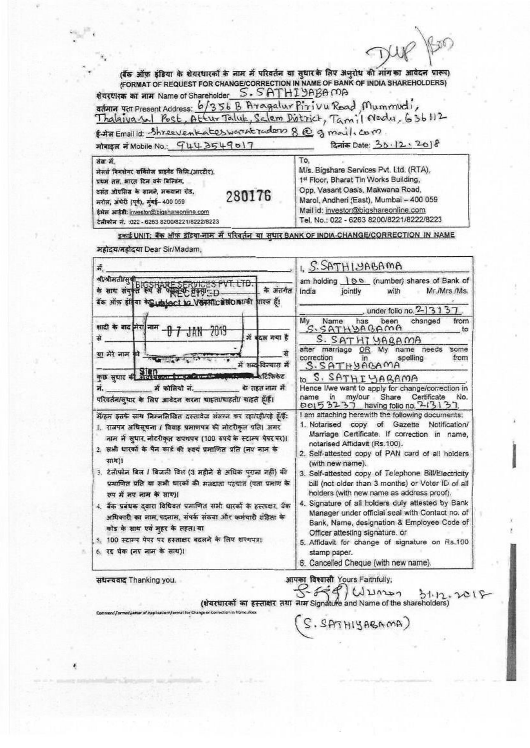DUP Bm

(बैंक ऑफ़ इंडिया के शेयरधारकों के नाम में परिवर्तन या सुधार के लिए अनुरोध की मांग का आवेदन प्रारूप)
(FORMAT OF REQUEST FOR CHANGE/CORRECTION IN NAME OF BANK OF INDIA SHAREHOLDERS)

शेयरधारक का नाम Name of Shareholder S. SATHIYABAMA

वर्तमान पता Present Address: 6/356 B Aragalur Pirivu Road, Mummudi, Thalaivasal Post, Attur Taluk, Salem District, Tamil Nadu, 636112

ई-मेल Email id: shreevenkateswaratraders 8 @ gmail.com

मोबाइल नं Mobile No.: 9443549017 दिनांक Date: 30.12.2018

| सेवा में,<br>मेसर्स बिगशेयर सर्विसेज प्राइवेट लिमि.(आरटीए),<br>प्रथम तल, भारत टिन वर्क बिल्डिंग,<br>वसंत ओएसिस के सामने, मकवाना रोड,<br>मरोल, अंधेरी (पूर्व), मुंबई – 400 059<br>ईमेल आईडी: investor@bigshareonline.com<br>टेलीफोन नं. :022 - 6263 8200/8221/8222/8223 | To,<br>M/s. Bigshare Services Pvt. Ltd. (RTA),<br>1st Floor, Bharat Tin Works Building,<br>Opp. Vasant Oasis, Makwana Road,<br>Marol, Andheri (East), Mumbai – 400 059<br>Mail id: investor@bigshareonline.com<br>Tel. No.: 022 - 6263 8200/8221/8222/8223 |
|---|---|

280176

इकाई UNIT: बैंक ऑफ़ इंडिया-नाम में परिवर्तन या सुधार BANK OF INDIA-CHANGE/CORRECTION IN NAME

महोदय/महोदया Dear Sir/Madam,

| | |
|---|---|
| मैं, ________________ श्री/श्रीमती/सुश्री ________ के साथ संयुक्त रूप से फोलियो संख्या ________ के अंतर्गत बैंक ऑफ़ इंडिया के ________ शेयर धारण करता/करती हूँ। | I, S. SATHIYABAMA am holding 100 (number) shares of Bank of India jointly with Mr./Mrs./Ms. ________, under folio no. 213137. |
| शादी के बाद मेरा नाम ________ से ________ में बदल गया है या मेरे नाम को ________ से ________ में शब्द विन्यास में कुछ सुधार की आवश्यकता है। इसलिए मैं/हम शेयर सर्टिफिकेट नं. ________ में फोलियो नं. ________ के तहत नाम में परिवर्तन/सुधार के लिए आवेदन करना चाहता/चाहती/ चाहते हूँ/हैं। | My Name has been changed from S.SATHYABAMA to S. SATHIYABAMA after marriage OR My name needs some correction in spelling from S.SATHYABAMA to S. SATHIYABAMA. Hence I/we want to apply for change/correction in name in my/our Share Certificate No. 00153237 having folio no. 213137. |
| मैं/हम इसके साथ निम्नलिखित दस्तावेज संलग्न कर रहा/रही/रहे हूँ/हैं:<br>1. राजपत्र अधिसूचना / विवाह प्रमाणपत्र की नोटरीकृत प्रति। अगर नाम में सुधार, नोटरीकृत शपथपत्र (100 रुपये के स्टाम्प पेपर पर)।<br>2. सभी धारकों के पैन कार्ड की स्वयं प्रमाणित प्रति (नए नाम के साथ)।<br>3. टेलीफोन बिल / बिजली बिल (3 महीने से अधिक पुराना नहीं) की प्रमाणित प्रति या सभी धारकों की मतदाता पहचान (पता प्रमाण के रूप में नए नाम के साथ)।<br>4. बैंक प्रबंधक द्वारा विधिवत प्रमाणित सभी धारकों के हस्ताक्षर, बैंक अधिकारी का नाम, पदनाम, संपर्क संख्या और कर्मचारी संहिता के कोड के साथ एवं मुहर के तहत। या<br>5. 100 स्टाम्प पेपर पर हस्ताक्षर बदलने के लिए शपथपत्र।<br>6. रद्द चेक (नए नाम के साथ)। | I am attaching herewith the following documents:<br>1. Notarised copy of Gazette Notification/ Marriage Certificate. If correction in name, notarised Affidavit (Rs.100).<br>2. Self-attested copy of PAN card of all holders (with new name).<br>3. Self-attested copy of Telephone Bill/Electricity bill (not older than 3 months) or Voter ID of all holders (with new name as address proof).<br>4. Signature of all holders duly attested by Bank Manager under official seal with Contact no. of Bank, Name, designation & Employee Code of Officer attesting signature. or<br>5. Affidavit for change of signature on Rs.100 stamp paper.<br>6. Cancelled Cheque (with new name). |

BIGSHARE SERVICES PVT. LTD. RECEIVED Subject to Verification 07 JAN 2019 Sign

सधन्यवाद Thanking you.

आपका विश्वासी Yours Faithfully,

S. [signature] 31.12.2018

(शेयरधारकों का हस्ताक्षर तथा नाम Signature and Name of the shareholders)

(S. SATHIYABAMA)

Common\Format\Letter of Application\Format for Change or Correction in Name.docx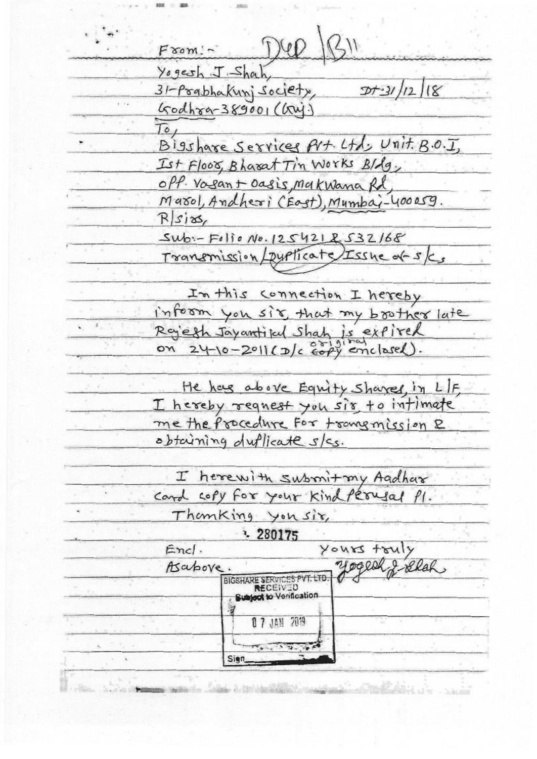From:- DUP | B11

Yogesh J. Shah,
31-Prabhakunj Society, Dt-31/12/18
Godhra-389001 (Guj.)

To,
Bigshare Services Pvt. Ltd., Unit. B.O.I,
Ist Floor, Bharat Tin Works Bldg.,
Opp. Vasant Oasis, Makwana Rd,
Marol, Andheri (East), Mumbai-400059.

R/sirs,

Sub:- Folio No. 125421 & 532168
Transmission/Duplicate Issue of s/cs

In this connection I hereby inform you sir, that my brother late Rajesh Jayantilal Shah is expired on 24-10-2011 (D/c original copy enclosed).

He has above Equity Shares, in L/F, I hereby request you sir, to intimate me the procedure for transmission & obtaining duplicate s/cs.

I herewith submit my Aadhar card copy for your kind perusal pl.

Thanking you sir,

280175

Yours truly
Yogesh J. Shah

Encl.
As above.

BIGSHARE SERVICES PVT. LTD.
RECEIVED
Subject to Verification
07 JAN 2019
Sign